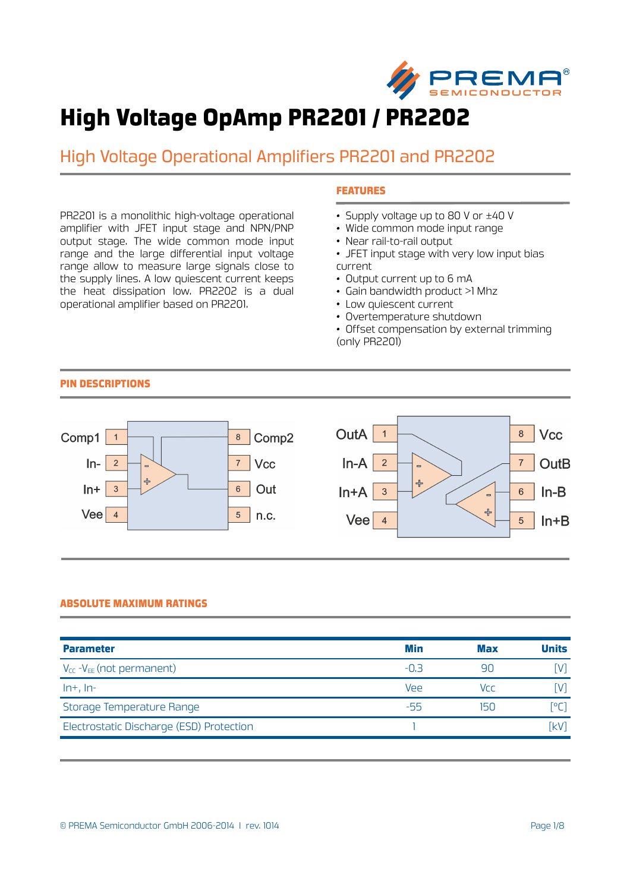# High Voltage OpAmp PR2201 / PR2202

## High Voltage Operational Amplifiers PR2201 and PR2202

PR2201 is a monolithic high-voltage operational amplifier with JFET input stage and NPN/PNP output stage. The wide common mode input range and the large differential input voltage range allow to measure large signals close to the supply lines. A low quiescent current keeps the heat dissipation low. PR2202 is a dual operational amplifier based on PR2201.

### FEATURES

- Supply voltage up to 80 V or ±40 V
- Wide common mode input range
- Near rail-to-rail output
- JFET input stage with very low input bias current
- Output current up to 6 mA
- Gain bandwidth product >1 Mhz
- Low quiescent current
- Overtemperature shutdown
- Offset compensation by external trimming (only PR2201)

### PIN DESCRIPTIONS

PR2201:

| Pin | Name | Pin | Name |
|---|---|---|---|
| 1 | Comp1 | 8 | Comp2 |
| 2 | In- | 7 | Vcc |
| 3 | In+ | 6 | Out |
| 4 | Vee | 5 | n.c. |

PR2202:

| Pin | Name | Pin | Name |
|---|---|---|---|
| 1 | OutA | 8 | Vcc |
| 2 | In-A | 7 | OutB |
| 3 | In+A | 6 | In-B |
| 4 | Vee | 5 | In+B |

### ABSOLUTE MAXIMUM RATINGS

| Parameter | Min | Max | Units |
|---|---|---|---|
| $V_{CC}$ -$V_{EE}$ (not permanent) | -0.3 | 90 | [V] |
| In+, In- | Vee | Vcc | [V] |
| Storage Temperature Range | -55 | 150 | [°C] |
| Electrostatic Discharge (ESD) Protection | 1 | | [kV] |

© PREMA Semiconductor GmbH 2006-2014 | rev. 1014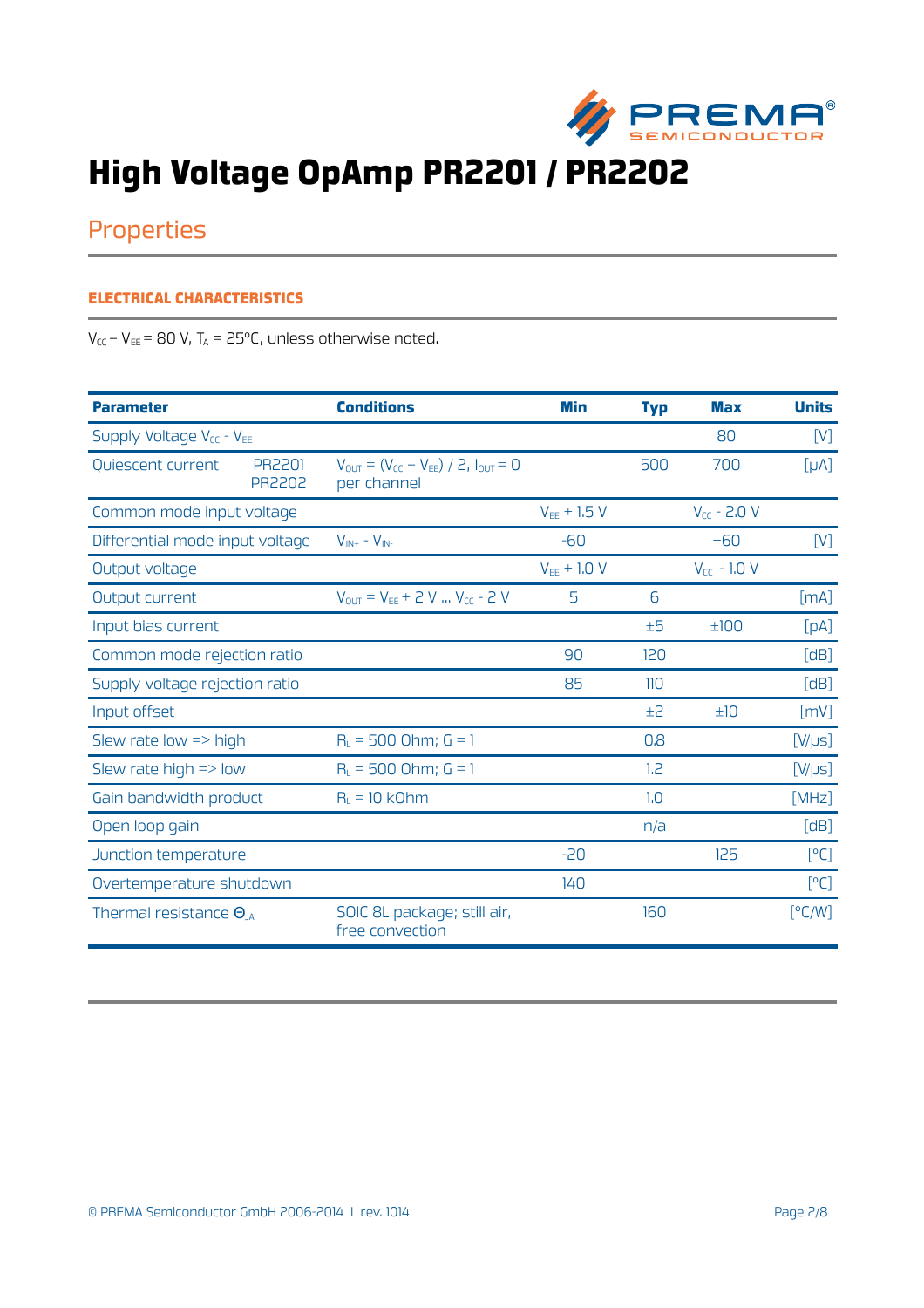# High Voltage OpAmp PR2201 / PR2202

## Properties

### ELECTRICAL CHARACTERISTICS

$V_{CC} - V_{EE}$ = 80 V, $T_A$ = 25°C, unless otherwise noted.

| Parameter | Conditions | Min | Typ | Max | Units |
|---|---|---|---|---|---|
| Supply Voltage $V_{CC}$ - $V_{EE}$ | | | | 80 | [V] |
| Quiescent current PR2201 PR2202 | $V_{OUT}$ = ($V_{CC}$ – $V_{EE}$) / 2, $I_{OUT}$ = 0 per channel | | 500 | 700 | [µA] |
| Common mode input voltage | | $V_{EE}$ + 1.5 V | | $V_{CC}$ - 2.0 V | |
| Differential mode input voltage | $V_{IN+}$ - $V_{IN-}$ | -60 | | +60 | [V] |
| Output voltage | | $V_{EE}$ + 1.0 V | | $V_{CC}$ - 1.0 V | |
| Output current | $V_{OUT}$ = $V_{EE}$ + 2 V ... $V_{CC}$ - 2 V | 5 | 6 | | [mA] |
| Input bias current | | | ±5 | ±100 | [pA] |
| Common mode rejection ratio | | 90 | 120 | | [dB] |
| Supply voltage rejection ratio | | 85 | 110 | | [dB] |
| Input offset | | | ±2 | ±10 | [mV] |
| Slew rate low => high | $R_L$ = 500 Ohm; G = 1 | | 0.8 | | [V/µs] |
| Slew rate high => low | $R_L$ = 500 Ohm; G = 1 | | 1.2 | | [V/µs] |
| Gain bandwidth product | $R_L$ = 10 kOhm | | 1.0 | | [MHz] |
| Open loop gain | | | n/a | | [dB] |
| Junction temperature | | -20 | | 125 | [°C] |
| Overtemperature shutdown | | 140 | | | [°C] |
| Thermal resistance $\Theta_{JA}$ | SOIC 8L package; still air, free convection | | 160 | | [°C/W] |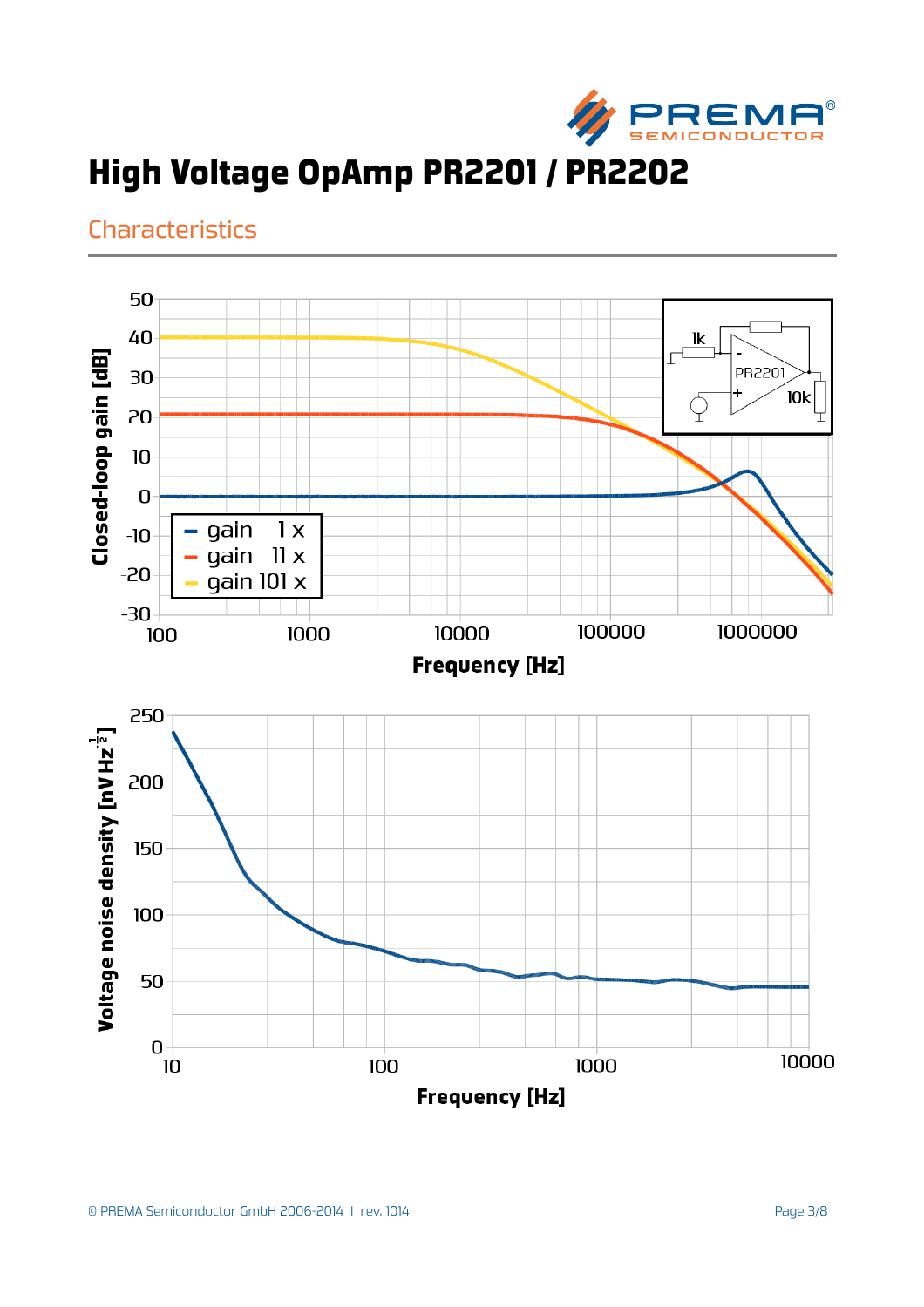# High Voltage OpAmp PR2201 / PR2202

## Characteristics

Closed-loop gain [dB]

- gain 1 x
- gain 11 x
- gain 101 x

Frequency [Hz]

Voltage noise density [nV Hz$^{-\frac{1}{2}}$]

Frequency [Hz]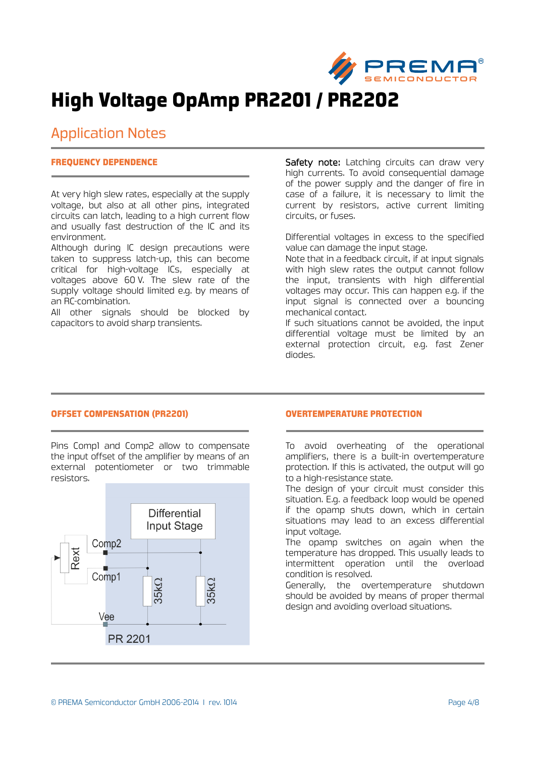# High Voltage OpAmp PR2201 / PR2202

## Application Notes

### FREQUENCY DEPENDENCE

At very high slew rates, especially at the supply voltage, but also at all other pins, integrated circuits can latch, leading to a high current flow and usually fast destruction of the IC and its environment.

Although during IC design precautions were taken to suppress latch-up, this can become critical for high-voltage ICs, especially at voltages above 60 V. The slew rate of the supply voltage should limited e.g. by means of an RC-combination.

All other signals should be blocked by capacitors to avoid sharp transients.

**Safety note:** Latching circuits can draw very high currents. To avoid consequential damage of the power supply and the danger of fire in case of a failure, it is necessary to limit the current by resistors, active current limiting circuits, or fuses.

Differential voltages in excess to the specified value can damage the input stage.

Note that in a feedback circuit, if at input signals with high slew rates the output cannot follow the input, transients with high differential voltages may occur. This can happen e.g. if the input signal is connected over a bouncing mechanical contact.

If such situations cannot be avoided, the input differential voltage must be limited by an external protection circuit, e.g. fast Zener diodes.

### OFFSET COMPENSATION (PR2201)

Pins Comp1 and Comp2 allow to compensate the input offset of the amplifier by means of an external potentiometer or two trimmable resistors.

Differential Input Stage

Rext

Comp2

Comp1

35kΩ

35kΩ

Vee

PR 2201

### OVERTEMPERATURE PROTECTION

To avoid overheating of the operational amplifiers, there is a built-in overtemperature protection. If this is activated, the output will go to a high-resistance state.

The design of your circuit must consider this situation. E.g. a feedback loop would be opened if the opamp shuts down, which in certain situations may lead to an excess differential input voltage.

The opamp switches on again when the temperature has dropped. This usually leads to intermittent operation until the overload condition is resolved.

Generally, the overtemperature shutdown should be avoided by means of proper thermal design and avoiding overload situations.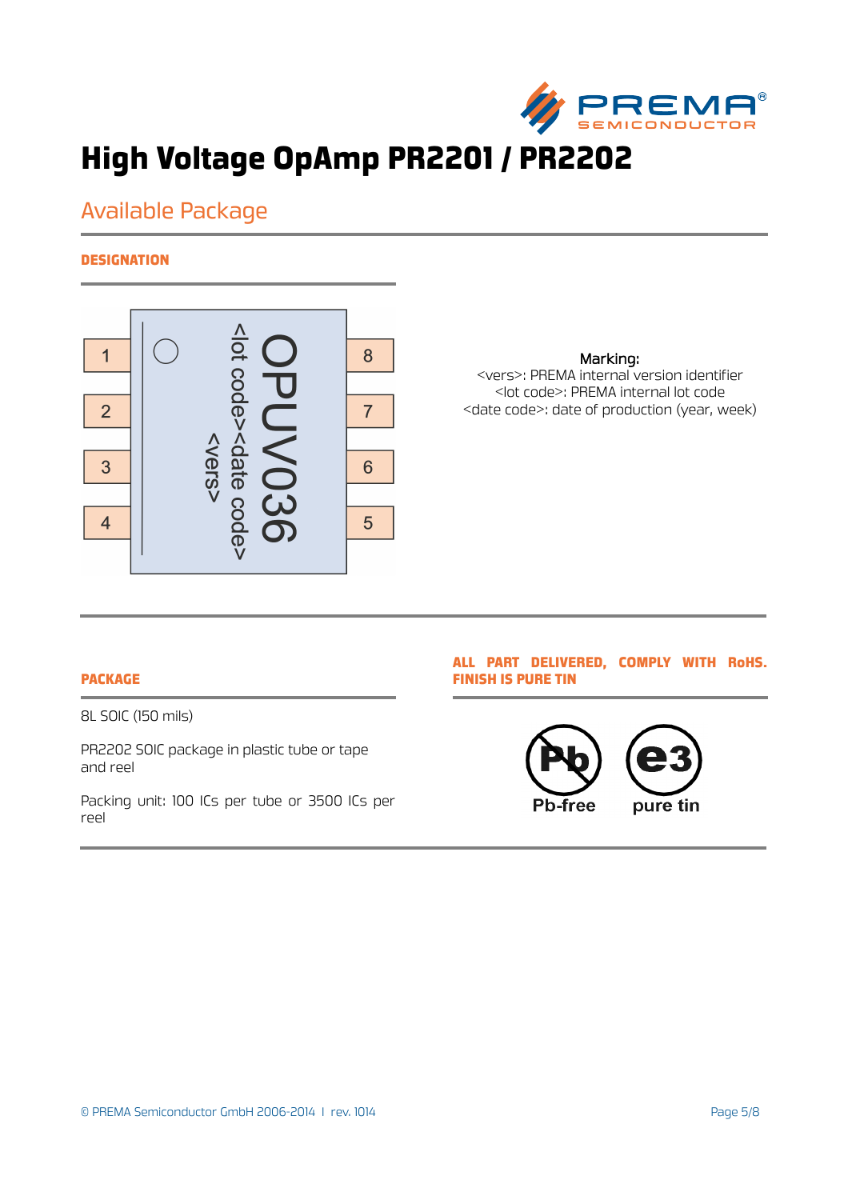# High Voltage OpAmp PR2201 / PR2202

## Available Package

### DESIGNATION

1 2 3 4 8 7 6 5

OPUV036
<lot code><date code>
<vers>

Marking:
<vers>: PREMA internal version identifier
<lot code>: PREMA internal lot code
<date code>: date of production (year, week)

### PACKAGE

8L SOIC (150 mils)

PR2202 SOIC package in plastic tube or tape and reel

Packing unit: 100 ICs per tube or 3500 ICs per reel

### ALL PART DELIVERED, COMPLY WITH RoHS. FINISH IS PURE TIN

Pb-free    pure tin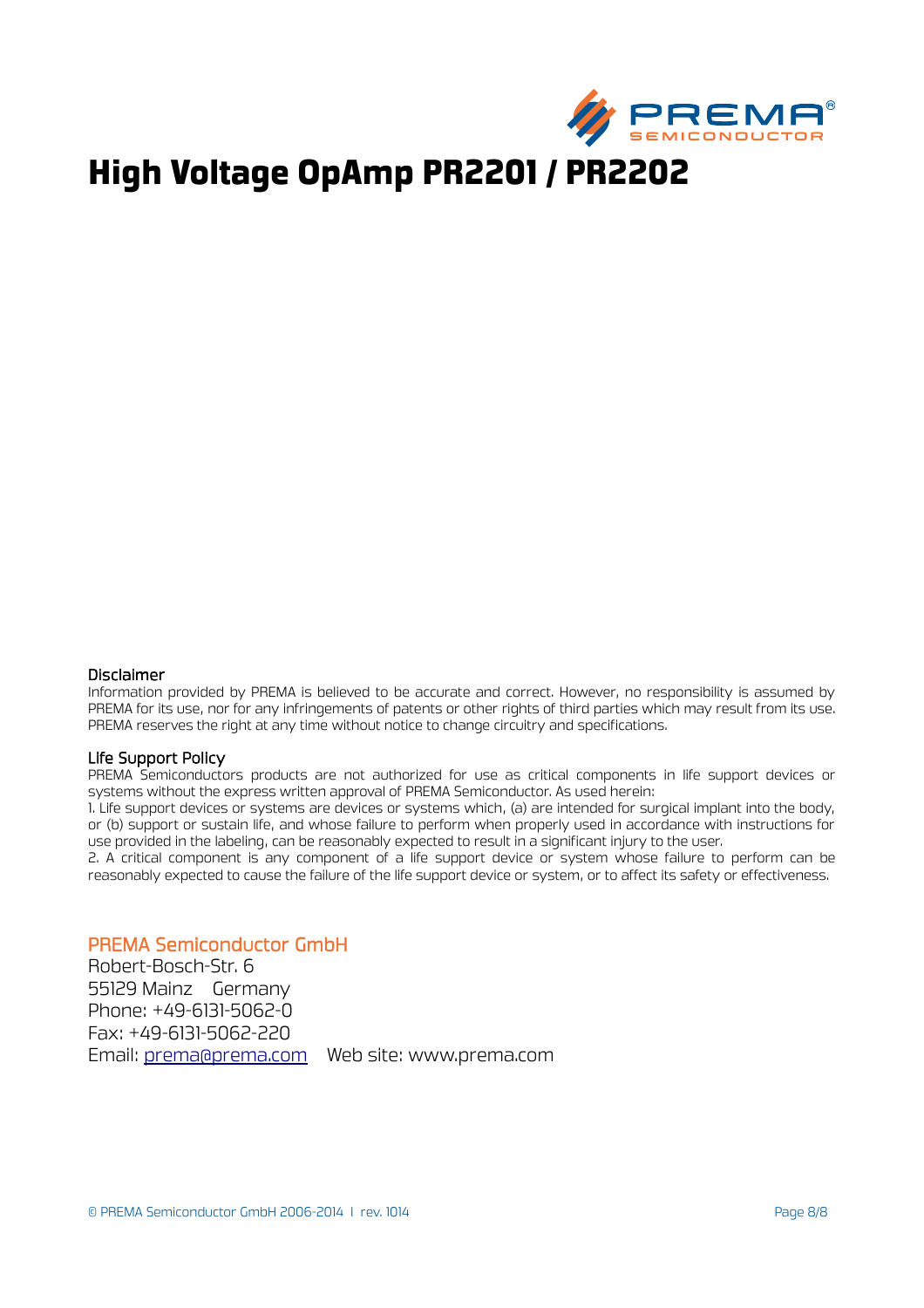# High Voltage OpAmp PR2201 / PR2202

**Disclaimer**

Information provided by PREMA is believed to be accurate and correct. However, no responsibility is assumed by PREMA for its use, nor for any infringements of patents or other rights of third parties which may result from its use. PREMA reserves the right at any time without notice to change circuitry and specifications.

**Life Support Policy**

PREMA Semiconductors products are not authorized for use as critical components in life support devices or systems without the express written approval of PREMA Semiconductor. As used herein:

1. Life support devices or systems are devices or systems which, (a) are intended for surgical implant into the body, or (b) support or sustain life, and whose failure to perform when properly used in accordance with instructions for use provided in the labeling, can be reasonably expected to result in a significant injury to the user.
2. A critical component is any component of a life support device or system whose failure to perform can be reasonably expected to cause the failure of the life support device or system, or to affect its safety or effectiveness.

## PREMA Semiconductor GmbH

Robert-Bosch-Str. 6
55129 Mainz Germany
Phone: +49-6131-5062-0
Fax: +49-6131-5062-220
Email: prema@prema.com Web site: www.prema.com

© PREMA Semiconductor GmbH 2006-2014 I rev. 1014